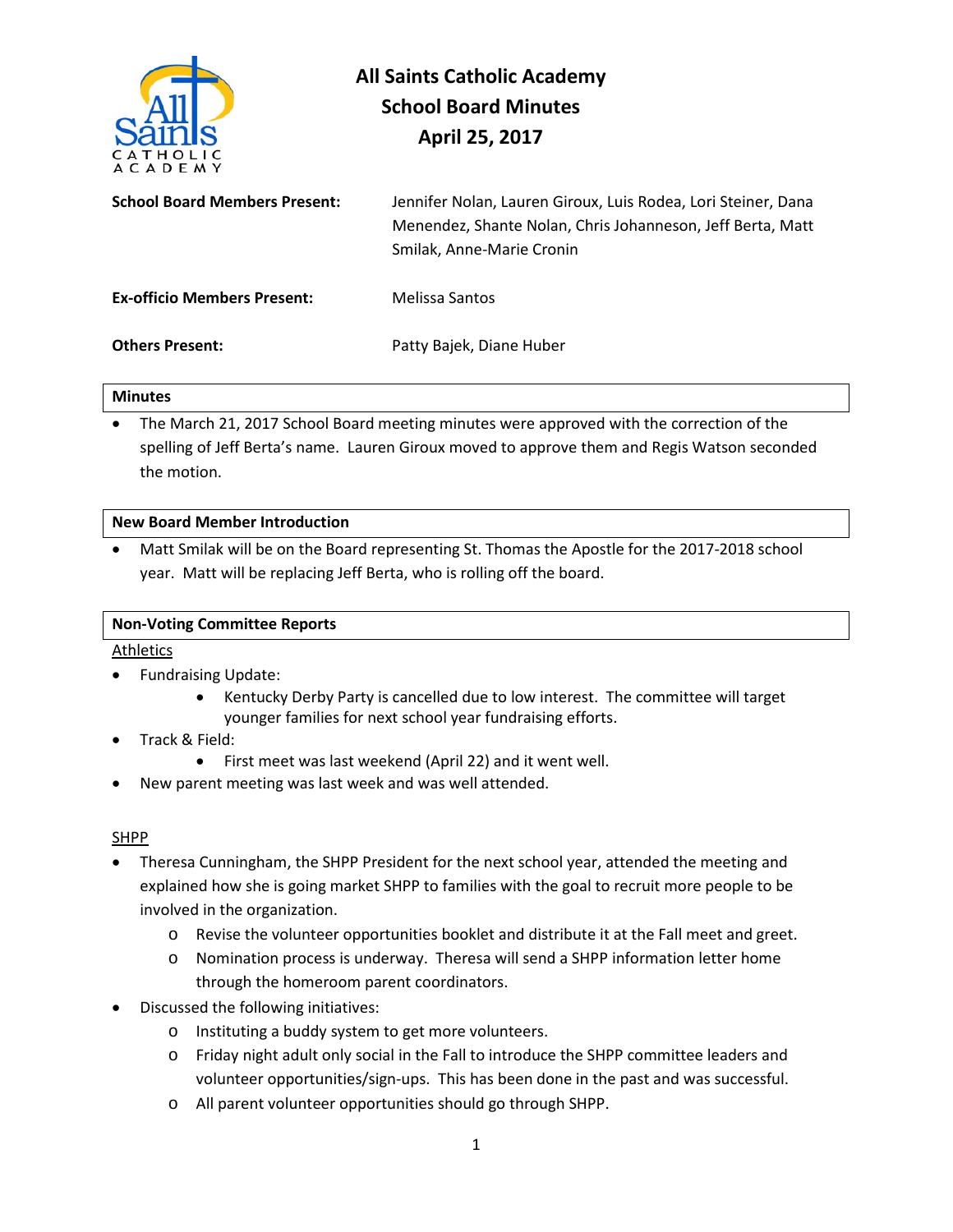# All Saints Catholic Academy
## School Board Minutes
## April 25, 2017

**School Board Members Present:** Jennifer Nolan, Lauren Giroux, Luis Rodea, Lori Steiner, Dana Menendez, Shante Nolan, Chris Johanneson, Jeff Berta, Matt Smilak, Anne-Marie Cronin

**Ex-officio Members Present:** Melissa Santos

**Others Present:** Patty Bajek, Diane Huber

### Minutes

- The March 21, 2017 School Board meeting minutes were approved with the correction of the spelling of Jeff Berta's name. Lauren Giroux moved to approve them and Regis Watson seconded the motion.

### New Board Member Introduction

- Matt Smilak will be on the Board representing St. Thomas the Apostle for the 2017-2018 school year. Matt will be replacing Jeff Berta, who is rolling off the board.

### Non-Voting Committee Reports

Athletics

- Fundraising Update:
  - Kentucky Derby Party is cancelled due to low interest. The committee will target younger families for next school year fundraising efforts.
- Track & Field:
  - First meet was last weekend (April 22) and it went well.
- New parent meeting was last week and was well attended.

SHPP

- Theresa Cunningham, the SHPP President for the next school year, attended the meeting and explained how she is going market SHPP to families with the goal to recruit more people to be involved in the organization.
  - Revise the volunteer opportunities booklet and distribute it at the Fall meet and greet.
  - Nomination process is underway. Theresa will send a SHPP information letter home through the homeroom parent coordinators.
- Discussed the following initiatives:
  - Instituting a buddy system to get more volunteers.
  - Friday night adult only social in the Fall to introduce the SHPP committee leaders and volunteer opportunities/sign-ups. This has been done in the past and was successful.
  - All parent volunteer opportunities should go through SHPP.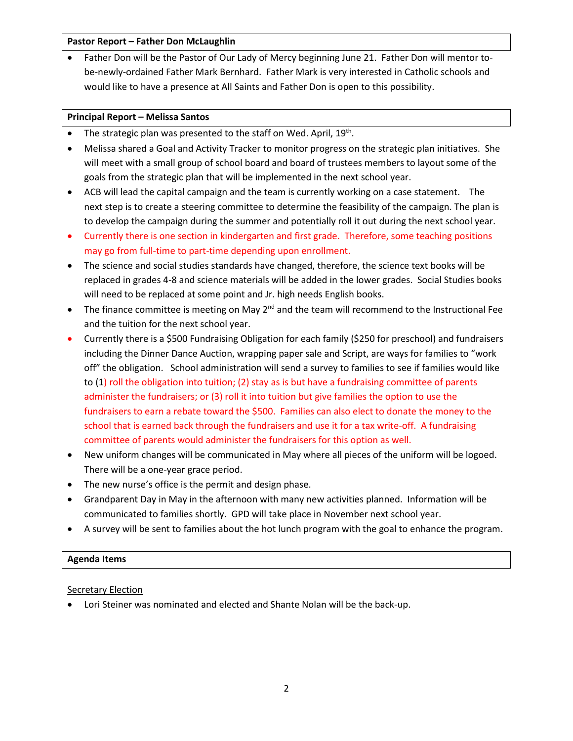**Pastor Report – Father Don McLaughlin**

- Father Don will be the Pastor of Our Lady of Mercy beginning June 21. Father Don will mentor to-be-newly-ordained Father Mark Bernhard. Father Mark is very interested in Catholic schools and would like to have a presence at All Saints and Father Don is open to this possibility.

**Principal Report – Melissa Santos**

- The strategic plan was presented to the staff on Wed. April, 19th.
- Melissa shared a Goal and Activity Tracker to monitor progress on the strategic plan initiatives. She will meet with a small group of school board and board of trustees members to layout some of the goals from the strategic plan that will be implemented in the next school year.
- ACB will lead the capital campaign and the team is currently working on a case statement. The next step is to create a steering committee to determine the feasibility of the campaign. The plan is to develop the campaign during the summer and potentially roll it out during the next school year.
- Currently there is one section in kindergarten and first grade. Therefore, some teaching positions may go from full-time to part-time depending upon enrollment.
- The science and social studies standards have changed, therefore, the science text books will be replaced in grades 4-8 and science materials will be added in the lower grades. Social Studies books will need to be replaced at some point and Jr. high needs English books.
- The finance committee is meeting on May 2nd and the team will recommend to the Instructional Fee and the tuition for the next school year.
- Currently there is a $500 Fundraising Obligation for each family ($250 for preschool) and fundraisers including the Dinner Dance Auction, wrapping paper sale and Script, are ways for families to "work off" the obligation. School administration will send a survey to families to see if families would like to (1) roll the obligation into tuition; (2) stay as is but have a fundraising committee of parents administer the fundraisers; or (3) roll it into tuition but give families the option to use the fundraisers to earn a rebate toward the $500. Families can also elect to donate the money to the school that is earned back through the fundraisers and use it for a tax write-off. A fundraising committee of parents would administer the fundraisers for this option as well.
- New uniform changes will be communicated in May where all pieces of the uniform will be logoed. There will be a one-year grace period.
- The new nurse's office is the permit and design phase.
- Grandparent Day in May in the afternoon with many new activities planned. Information will be communicated to families shortly. GPD will take place in November next school year.
- A survey will be sent to families about the hot lunch program with the goal to enhance the program.

**Agenda Items**

Secretary Election

- Lori Steiner was nominated and elected and Shante Nolan will be the back-up.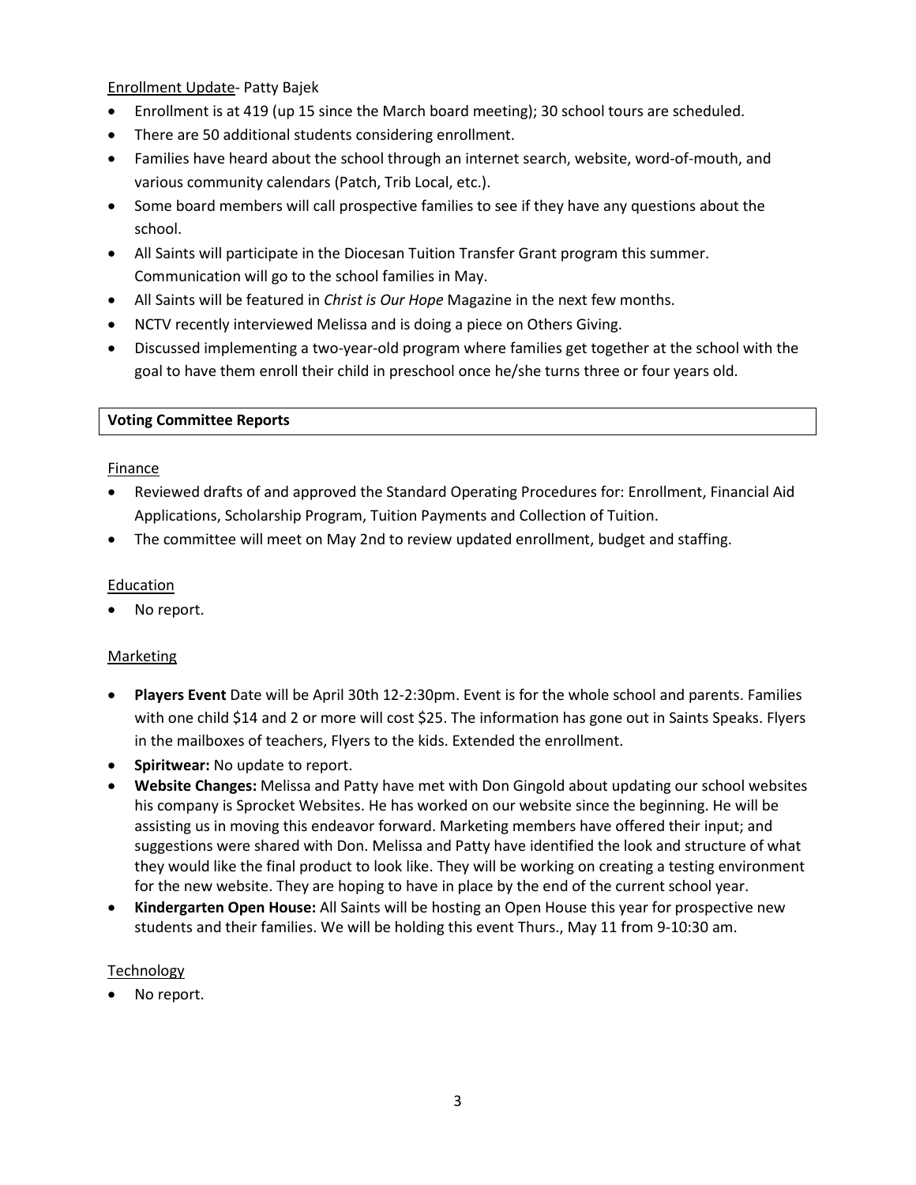Enrollment Update- Patty Bajek

- Enrollment is at 419 (up 15 since the March board meeting); 30 school tours are scheduled.
- There are 50 additional students considering enrollment.
- Families have heard about the school through an internet search, website, word-of-mouth, and various community calendars (Patch, Trib Local, etc.).
- Some board members will call prospective families to see if they have any questions about the school.
- All Saints will participate in the Diocesan Tuition Transfer Grant program this summer. Communication will go to the school families in May.
- All Saints will be featured in *Christ is Our Hope* Magazine in the next few months.
- NCTV recently interviewed Melissa and is doing a piece on Others Giving.
- Discussed implementing a two-year-old program where families get together at the school with the goal to have them enroll their child in preschool once he/she turns three or four years old.

**Voting Committee Reports**

Finance

- Reviewed drafts of and approved the Standard Operating Procedures for: Enrollment, Financial Aid Applications, Scholarship Program, Tuition Payments and Collection of Tuition.
- The committee will meet on May 2nd to review updated enrollment, budget and staffing.

Education

- No report.

Marketing

- **Players Event** Date will be April 30th 12-2:30pm. Event is for the whole school and parents. Families with one child $14 and 2 or more will cost $25. The information has gone out in Saints Speaks. Flyers in the mailboxes of teachers, Flyers to the kids. Extended the enrollment.
- **Spiritwear:** No update to report.
- **Website Changes:** Melissa and Patty have met with Don Gingold about updating our school websites his company is Sprocket Websites. He has worked on our website since the beginning. He will be assisting us in moving this endeavor forward. Marketing members have offered their input; and suggestions were shared with Don. Melissa and Patty have identified the look and structure of what they would like the final product to look like. They will be working on creating a testing environment for the new website. They are hoping to have in place by the end of the current school year.
- **Kindergarten Open House:** All Saints will be hosting an Open House this year for prospective new students and their families. We will be holding this event Thurs., May 11 from 9-10:30 am.

Technology

- No report.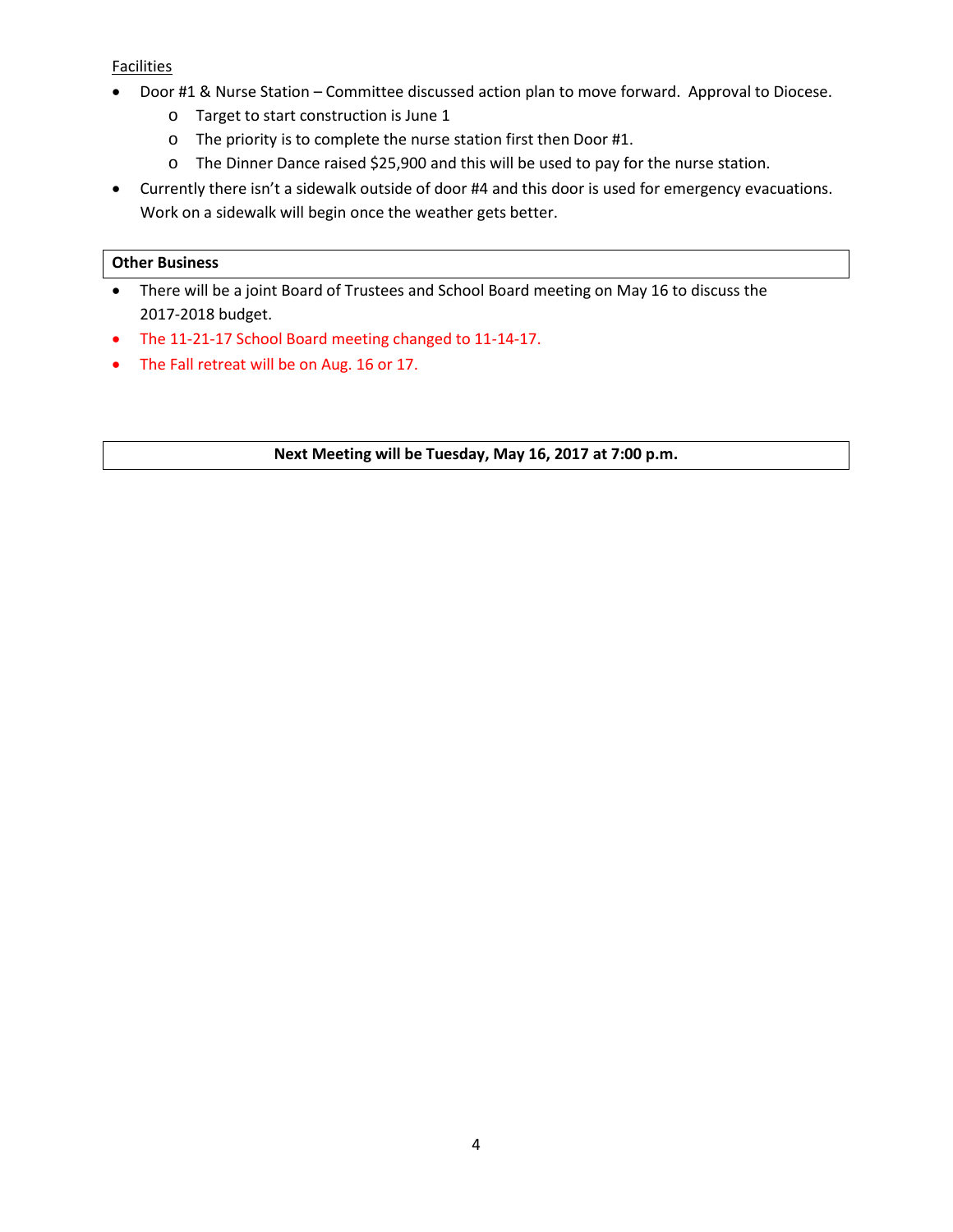Facilities

- Door #1 & Nurse Station – Committee discussed action plan to move forward. Approval to Diocese.
  - Target to start construction is June 1
  - The priority is to complete the nurse station first then Door #1.
  - The Dinner Dance raised $25,900 and this will be used to pay for the nurse station.
- Currently there isn't a sidewalk outside of door #4 and this door is used for emergency evacuations. Work on a sidewalk will begin once the weather gets better.

**Other Business**

- There will be a joint Board of Trustees and School Board meeting on May 16 to discuss the 2017-2018 budget.
- The 11-21-17 School Board meeting changed to 11-14-17.
- The Fall retreat will be on Aug. 16 or 17.

**Next Meeting will be Tuesday, May 16, 2017 at 7:00 p.m.**